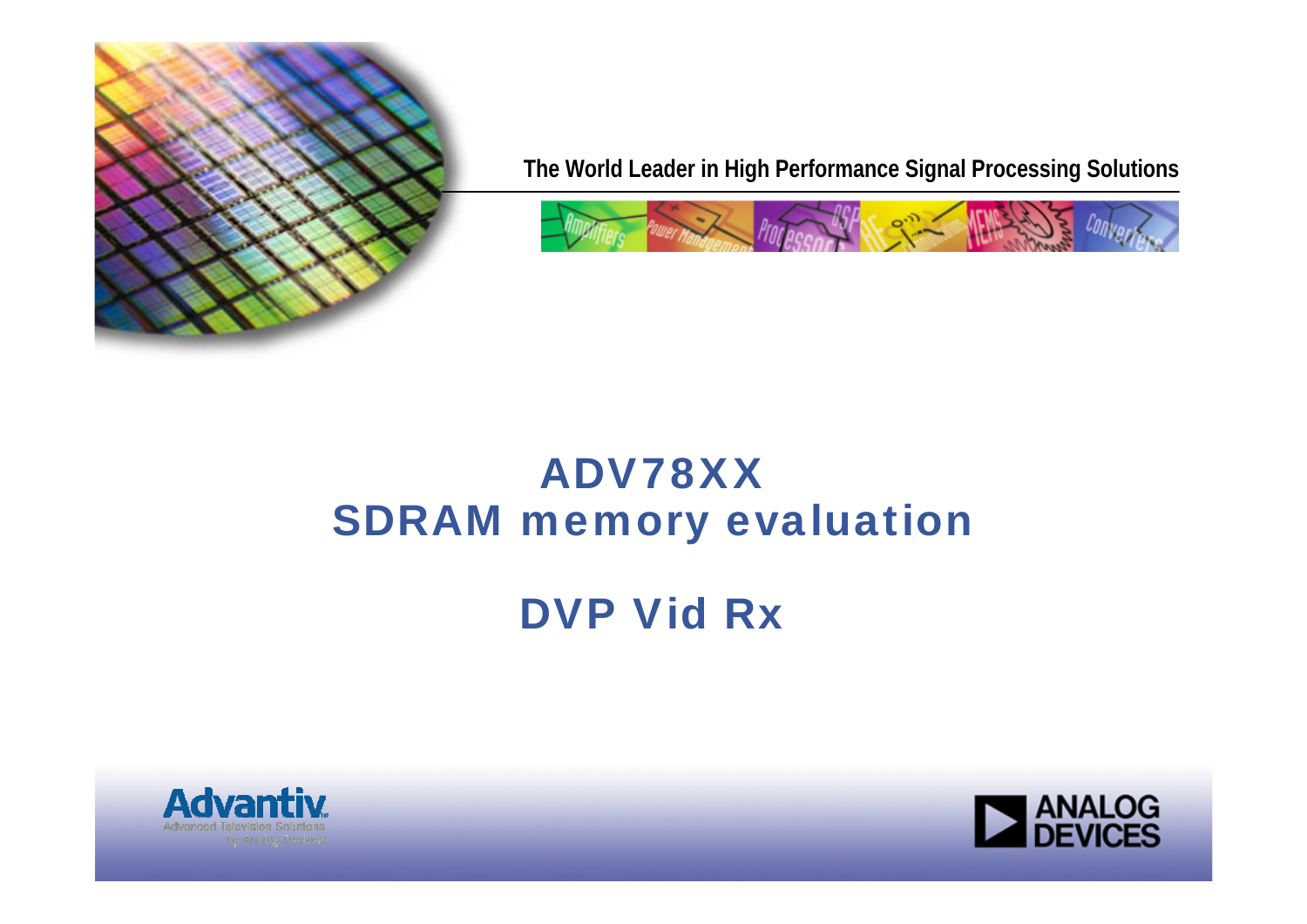The World Leader in High Performance Signal Processing Solutions

# ADV78XX
# SDRAM memory evaluation

## DVP Vid Rx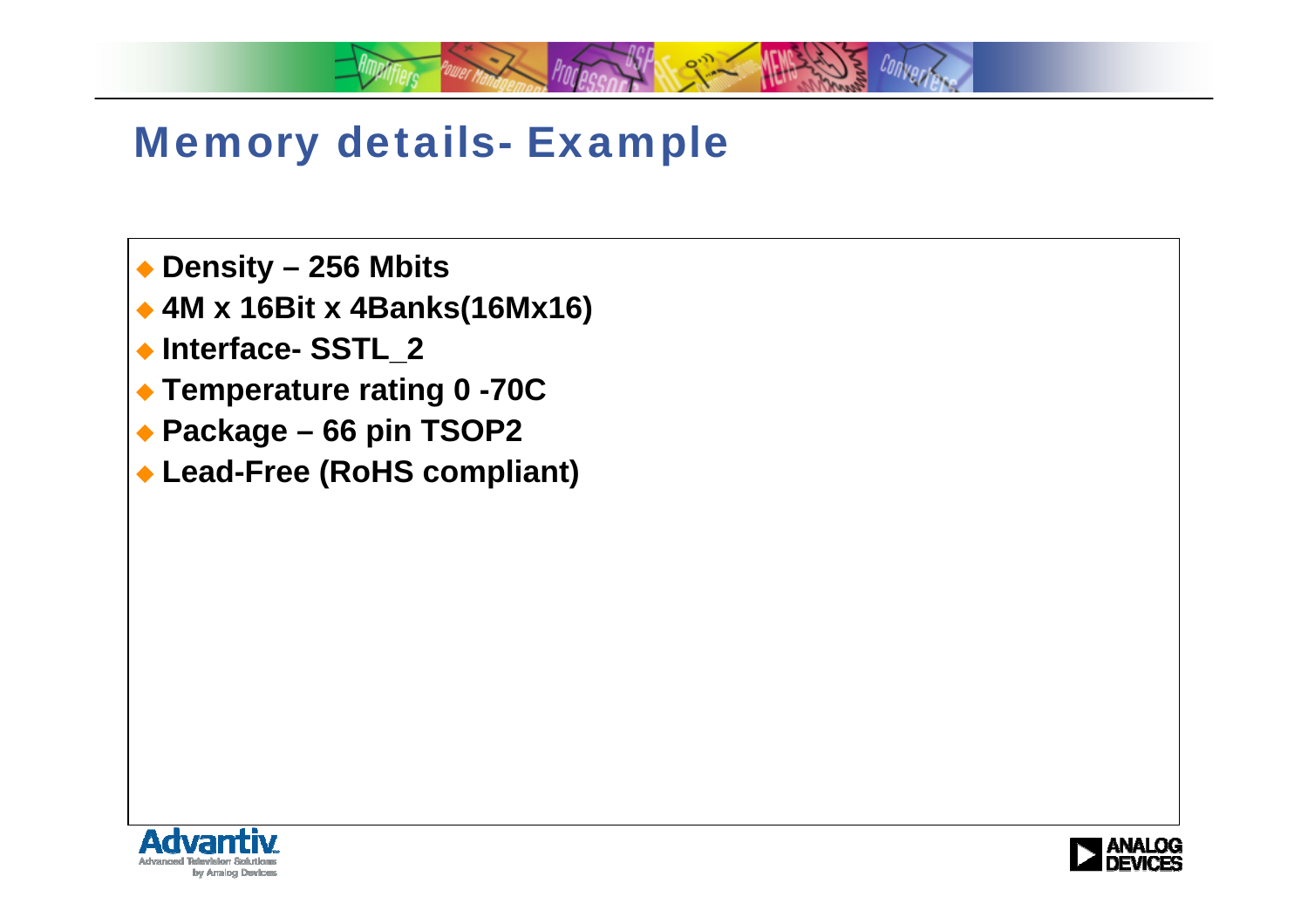# Memory details- Example

- **Density – 256 Mbits**
- **4M x 16Bit x 4Banks(16Mx16)**
- **Interface- SSTL_2**
- **Temperature rating 0 -70C**
- **Package – 66 pin TSOP2**
- **Lead-Free (RoHS compliant)**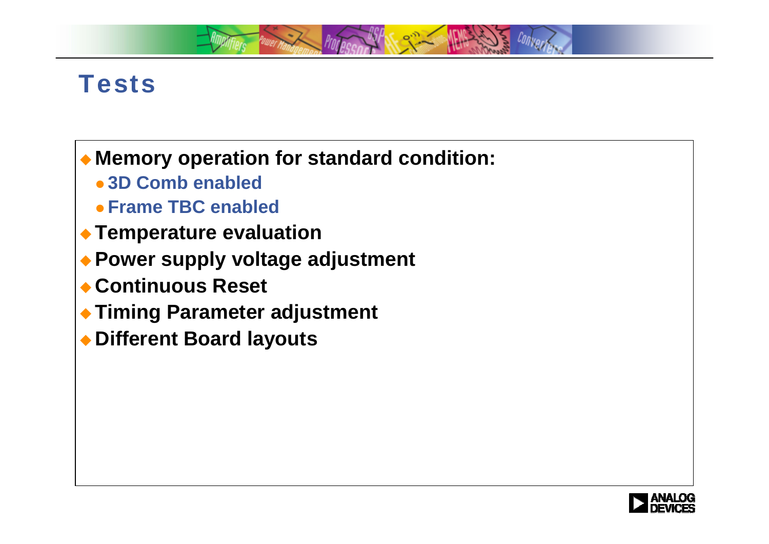# Tests

- **Memory operation for standard condition:**
  - **3D Comb enabled**
  - **Frame TBC enabled**
- **Temperature evaluation**
- **Power supply voltage adjustment**
- **Continuous Reset**
- **Timing Parameter adjustment**
- **Different Board layouts**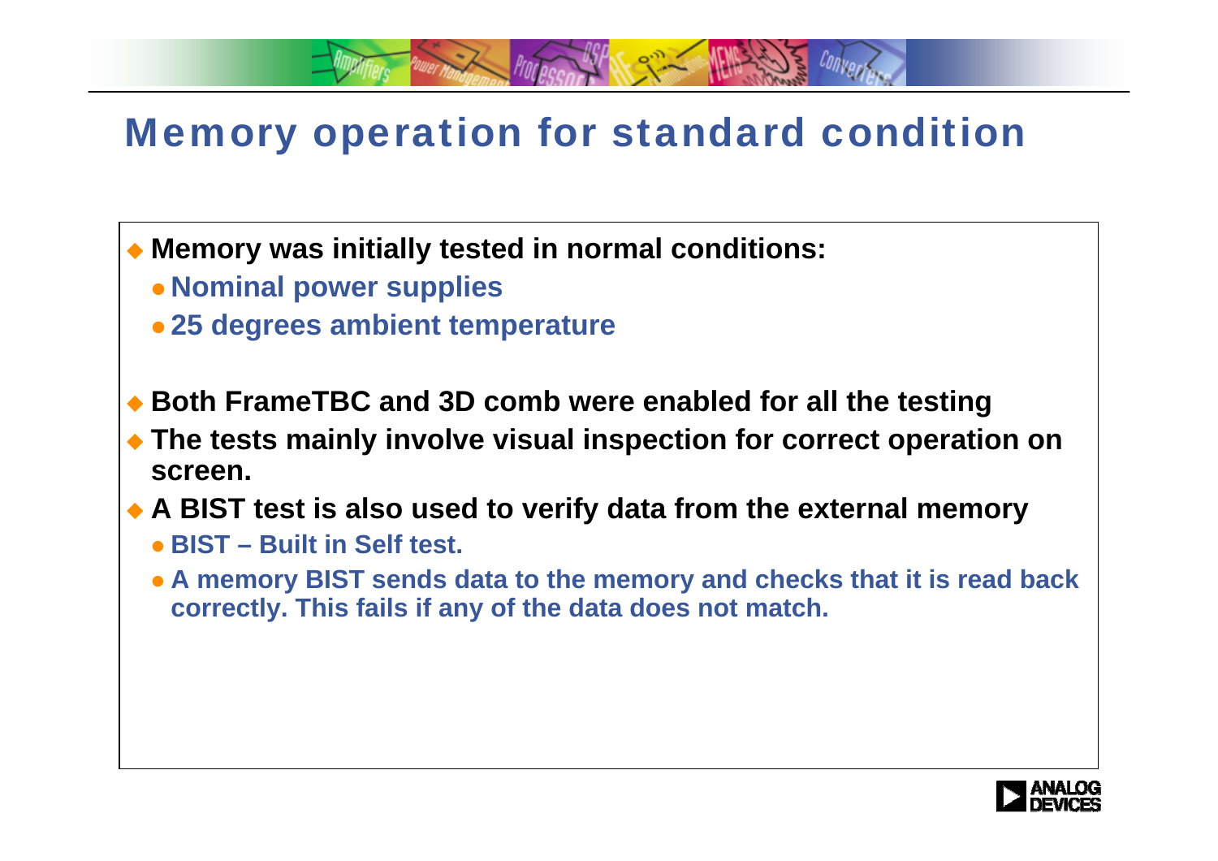# Memory operation for standard condition

- **Memory was initially tested in normal conditions:**
  - **Nominal power supplies**
  - **25 degrees ambient temperature**

- **Both FrameTBC and 3D comb were enabled for all the testing**
- **The tests mainly involve visual inspection for correct operation on screen.**
- **A BIST test is also used to verify data from the external memory**
  - **BIST – Built in Self test.**
  - **A memory BIST sends data to the memory and checks that it is read back correctly. This fails if any of the data does not match.**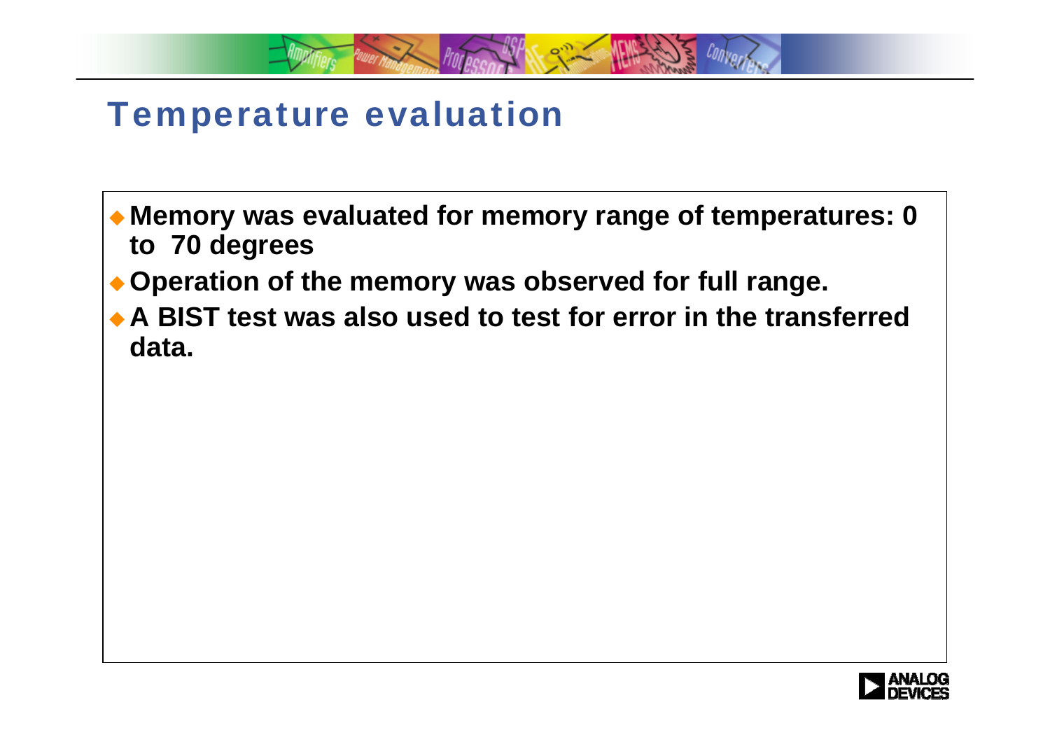# Temperature evaluation

- **Memory was evaluated for memory range of temperatures: 0 to 70 degrees**
- **Operation of the memory was observed for full range.**
- **A BIST test was also used to test for error in the transferred data.**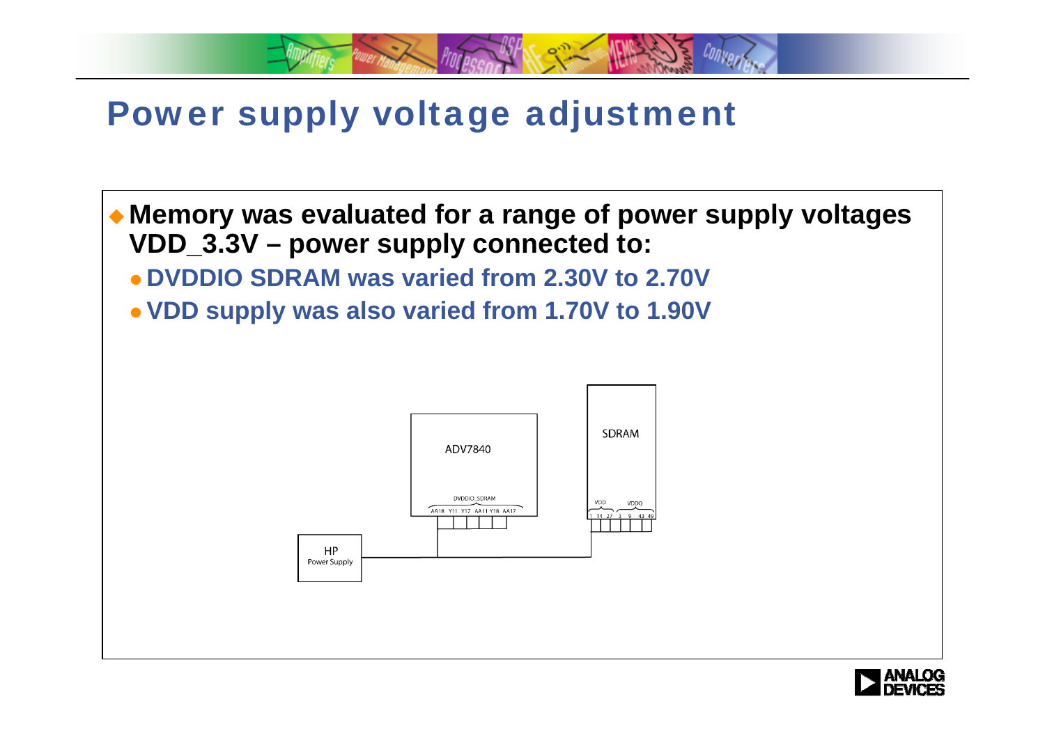# Power supply voltage adjustment

- **Memory was evaluated for a range of power supply voltages VDD_3.3V – power supply connected to:**
  - **DVDDIO SDRAM was varied from 2.30V to 2.70V**
  - **VDD supply was also varied from 1.70V to 1.90V**

ADV7840

DVDDIO_SDRAM

AA18 Y11 Y17 AA11 Y18 AA17

SDRAM

VDD

VDDQ

1 14 27 3 9 43 49

HP
Power Supply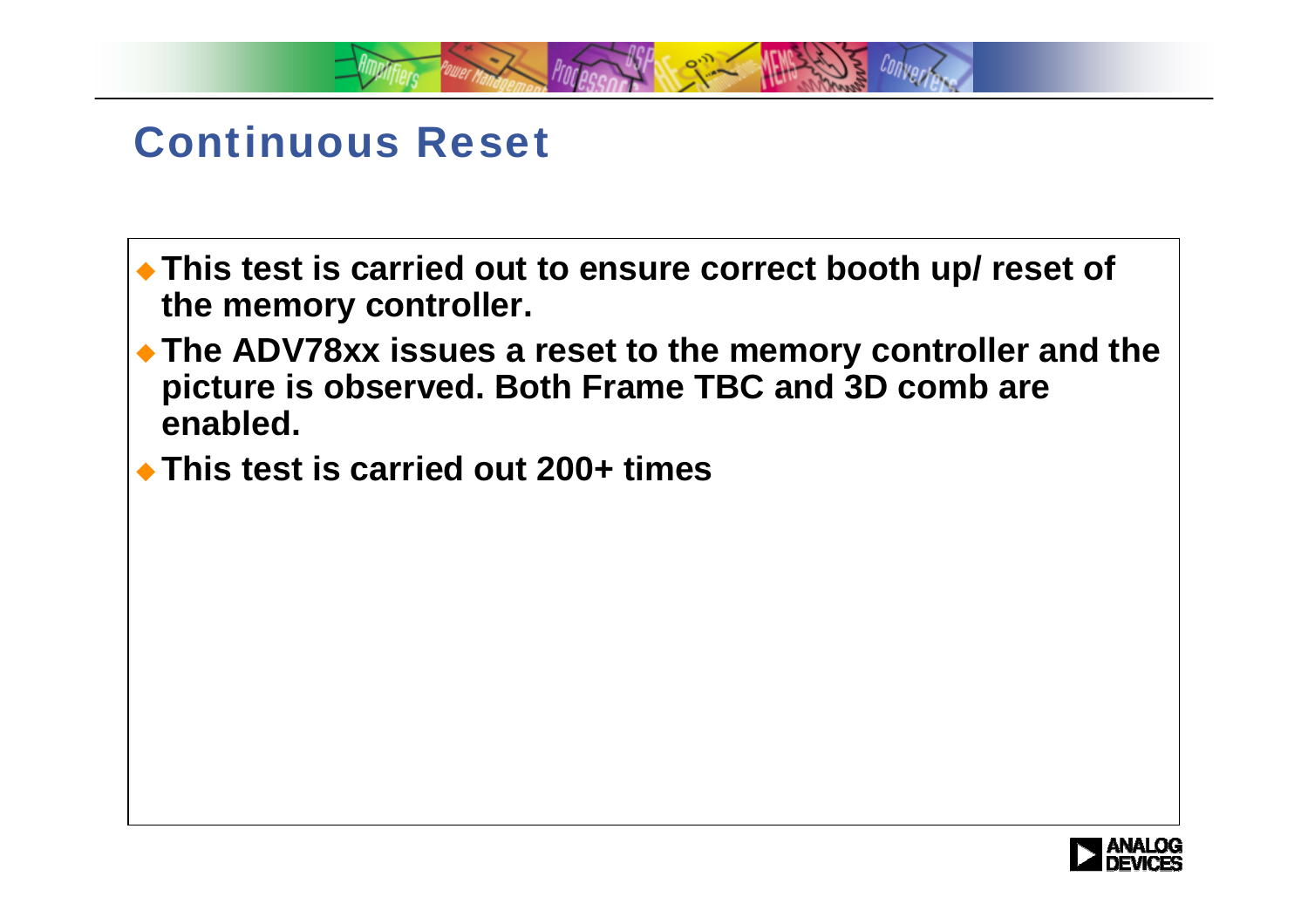# Continuous Reset

- **This test is carried out to ensure correct booth up/ reset of the memory controller.**
- **The ADV78xx issues a reset to the memory controller and the picture is observed. Both Frame TBC and 3D comb are enabled.**
- **This test is carried out 200+ times**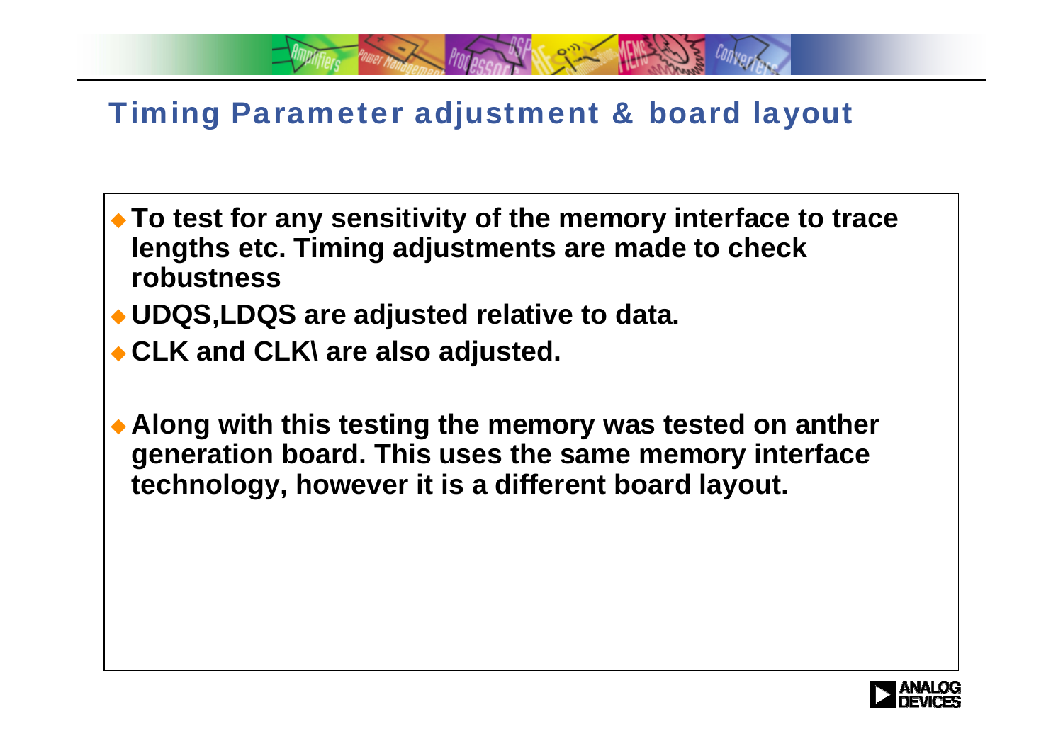## Timing Parameter adjustment & board layout

- **To test for any sensitivity of the memory interface to trace lengths etc. Timing adjustments are made to check robustness**
- **UDQS,LDQS are adjusted relative to data.**
- **CLK and CLK\ are also adjusted.**

- **Along with this testing the memory was tested on anther generation board. This uses the same memory interface technology, however it is a different board layout.**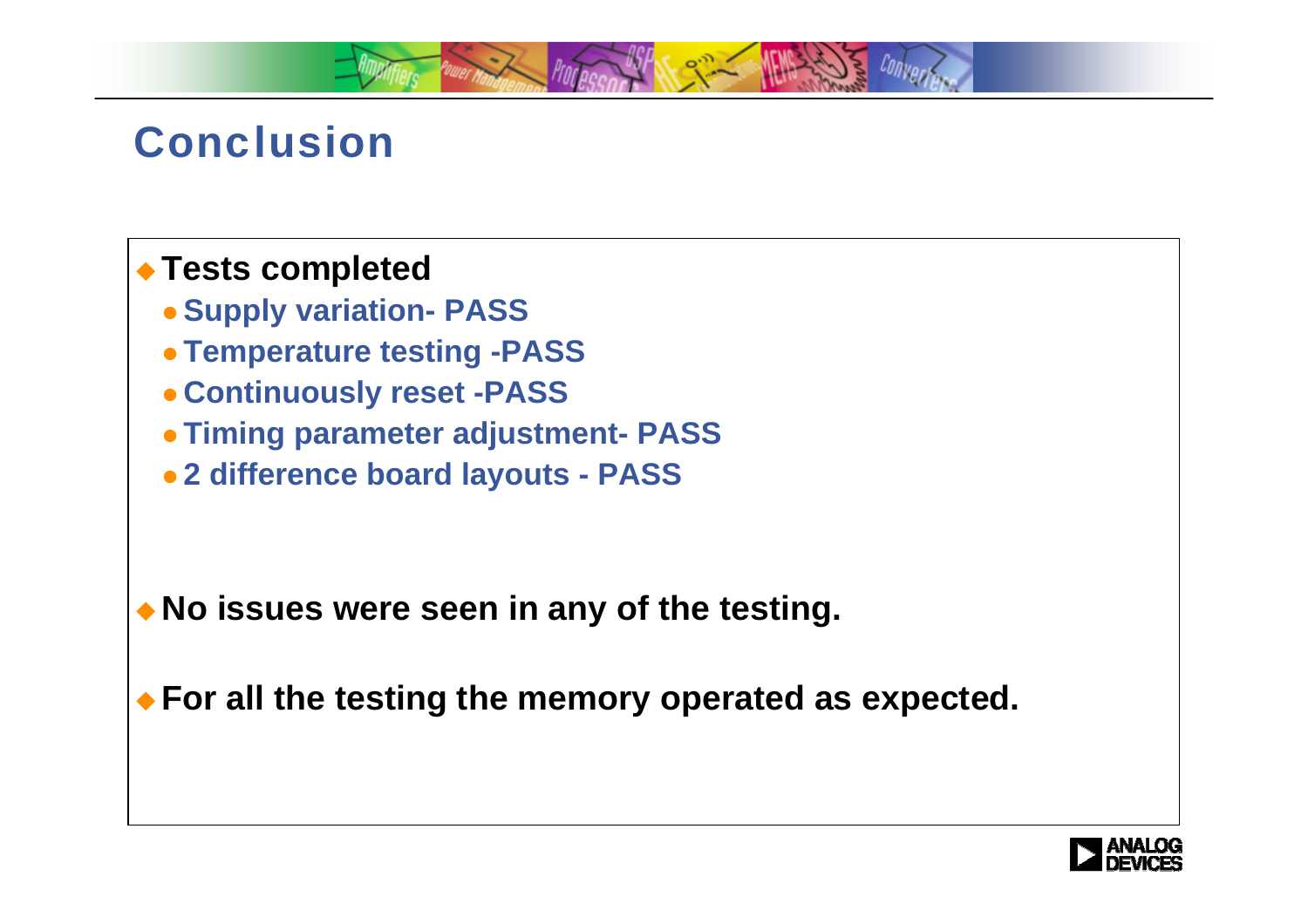# Conclusion

- **Tests completed**
  - **Supply variation- PASS**
  - **Temperature testing -PASS**
  - **Continuously reset -PASS**
  - **Timing parameter adjustment- PASS**
  - **2 difference board layouts - PASS**

- **No issues were seen in any of the testing.**

- **For all the testing the memory operated as expected.**